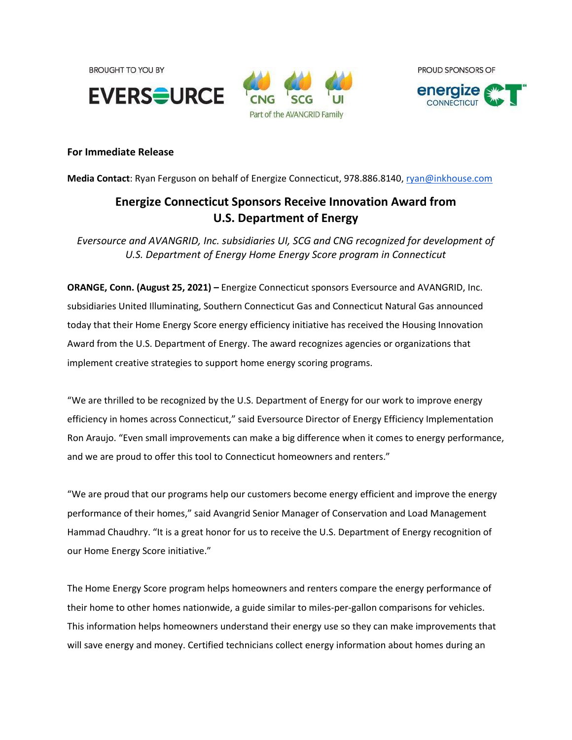BROUGHT TO YOU BY

EVERSOURCE

CNG SCG UI
Part of the AVANGRID Family

PROUD SPONSORS OF

energize CONNECTICUT

**For Immediate Release**

**Media Contact**: Ryan Ferguson on behalf of Energize Connecticut, 978.886.8140, ryan@inkhouse.com

# Energize Connecticut Sponsors Receive Innovation Award from U.S. Department of Energy

*Eversource and AVANGRID, Inc. subsidiaries UI, SCG and CNG recognized for development of U.S. Department of Energy Home Energy Score program in Connecticut*

**ORANGE, Conn. (August 25, 2021) –** Energize Connecticut sponsors Eversource and AVANGRID, Inc. subsidiaries United Illuminating, Southern Connecticut Gas and Connecticut Natural Gas announced today that their Home Energy Score energy efficiency initiative has received the Housing Innovation Award from the U.S. Department of Energy. The award recognizes agencies or organizations that implement creative strategies to support home energy scoring programs.

"We are thrilled to be recognized by the U.S. Department of Energy for our work to improve energy efficiency in homes across Connecticut," said Eversource Director of Energy Efficiency Implementation Ron Araujo. "Even small improvements can make a big difference when it comes to energy performance, and we are proud to offer this tool to Connecticut homeowners and renters."

"We are proud that our programs help our customers become energy efficient and improve the energy performance of their homes," said Avangrid Senior Manager of Conservation and Load Management Hammad Chaudhry. "It is a great honor for us to receive the U.S. Department of Energy recognition of our Home Energy Score initiative."

The Home Energy Score program helps homeowners and renters compare the energy performance of their home to other homes nationwide, a guide similar to miles-per-gallon comparisons for vehicles. This information helps homeowners understand their energy use so they can make improvements that will save energy and money. Certified technicians collect energy information about homes during an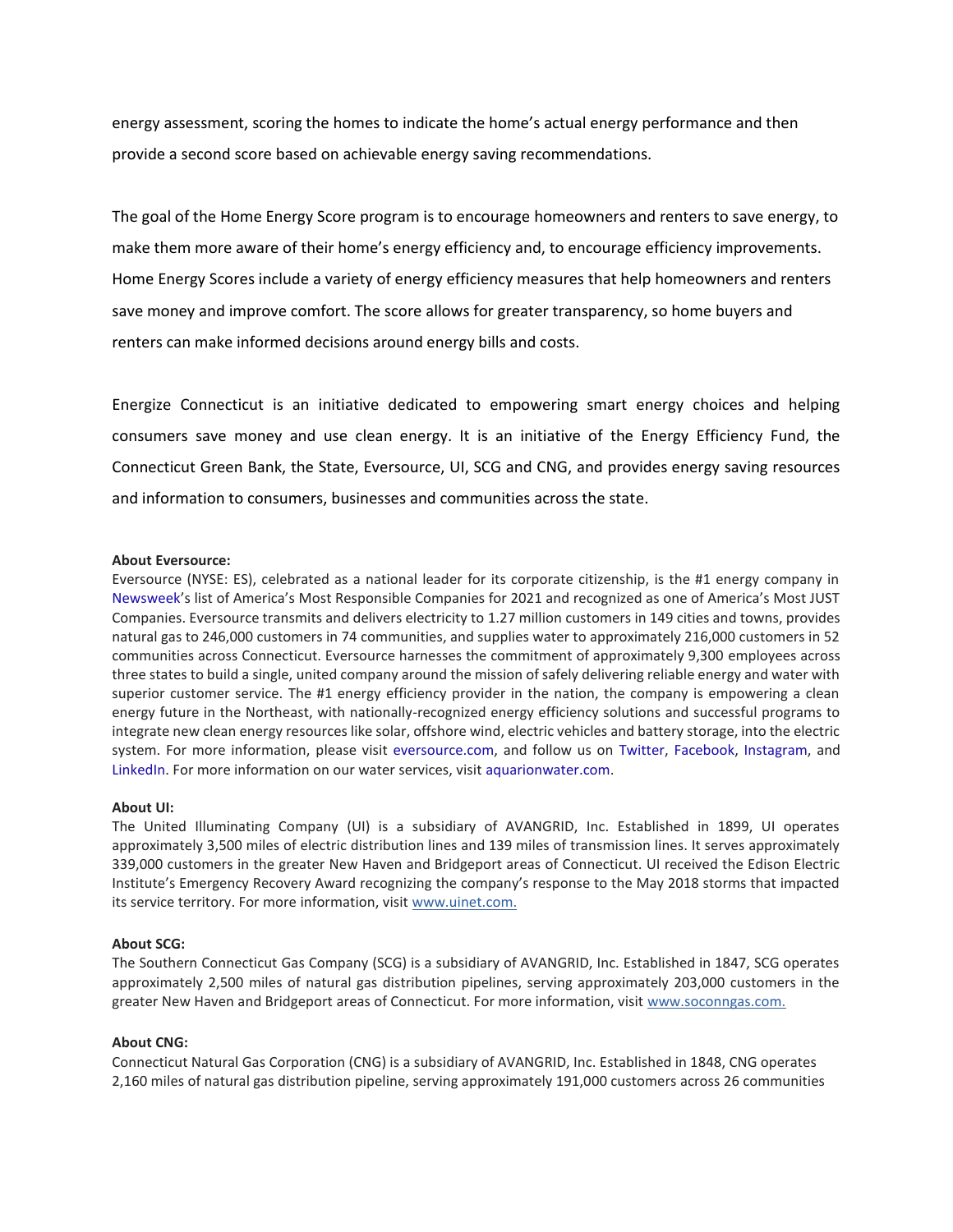energy assessment, scoring the homes to indicate the home's actual energy performance and then provide a second score based on achievable energy saving recommendations.

The goal of the Home Energy Score program is to encourage homeowners and renters to save energy, to make them more aware of their home's energy efficiency and, to encourage efficiency improvements. Home Energy Scores include a variety of energy efficiency measures that help homeowners and renters save money and improve comfort. The score allows for greater transparency, so home buyers and renters can make informed decisions around energy bills and costs.

Energize Connecticut is an initiative dedicated to empowering smart energy choices and helping consumers save money and use clean energy. It is an initiative of the Energy Efficiency Fund, the Connecticut Green Bank, the State, Eversource, UI, SCG and CNG, and provides energy saving resources and information to consumers, businesses and communities across the state.

**About Eversource:**
Eversource (NYSE: ES), celebrated as a national leader for its corporate citizenship, is the #1 energy company in Newsweek's list of America's Most Responsible Companies for 2021 and recognized as one of America's Most JUST Companies. Eversource transmits and delivers electricity to 1.27 million customers in 149 cities and towns, provides natural gas to 246,000 customers in 74 communities, and supplies water to approximately 216,000 customers in 52 communities across Connecticut. Eversource harnesses the commitment of approximately 9,300 employees across three states to build a single, united company around the mission of safely delivering reliable energy and water with superior customer service. The #1 energy efficiency provider in the nation, the company is empowering a clean energy future in the Northeast, with nationally-recognized energy efficiency solutions and successful programs to integrate new clean energy resources like solar, offshore wind, electric vehicles and battery storage, into the electric system. For more information, please visit eversource.com, and follow us on Twitter, Facebook, Instagram, and LinkedIn. For more information on our water services, visit aquarionwater.com.

**About UI:**
The United Illuminating Company (UI) is a subsidiary of AVANGRID, Inc. Established in 1899, UI operates approximately 3,500 miles of electric distribution lines and 139 miles of transmission lines. It serves approximately 339,000 customers in the greater New Haven and Bridgeport areas of Connecticut. UI received the Edison Electric Institute's Emergency Recovery Award recognizing the company's response to the May 2018 storms that impacted its service territory. For more information, visit www.uinet.com.

**About SCG:**
The Southern Connecticut Gas Company (SCG) is a subsidiary of AVANGRID, Inc. Established in 1847, SCG operates approximately 2,500 miles of natural gas distribution pipelines, serving approximately 203,000 customers in the greater New Haven and Bridgeport areas of Connecticut. For more information, visit www.soconngas.com.

**About CNG:**
Connecticut Natural Gas Corporation (CNG) is a subsidiary of AVANGRID, Inc. Established in 1848, CNG operates 2,160 miles of natural gas distribution pipeline, serving approximately 191,000 customers across 26 communities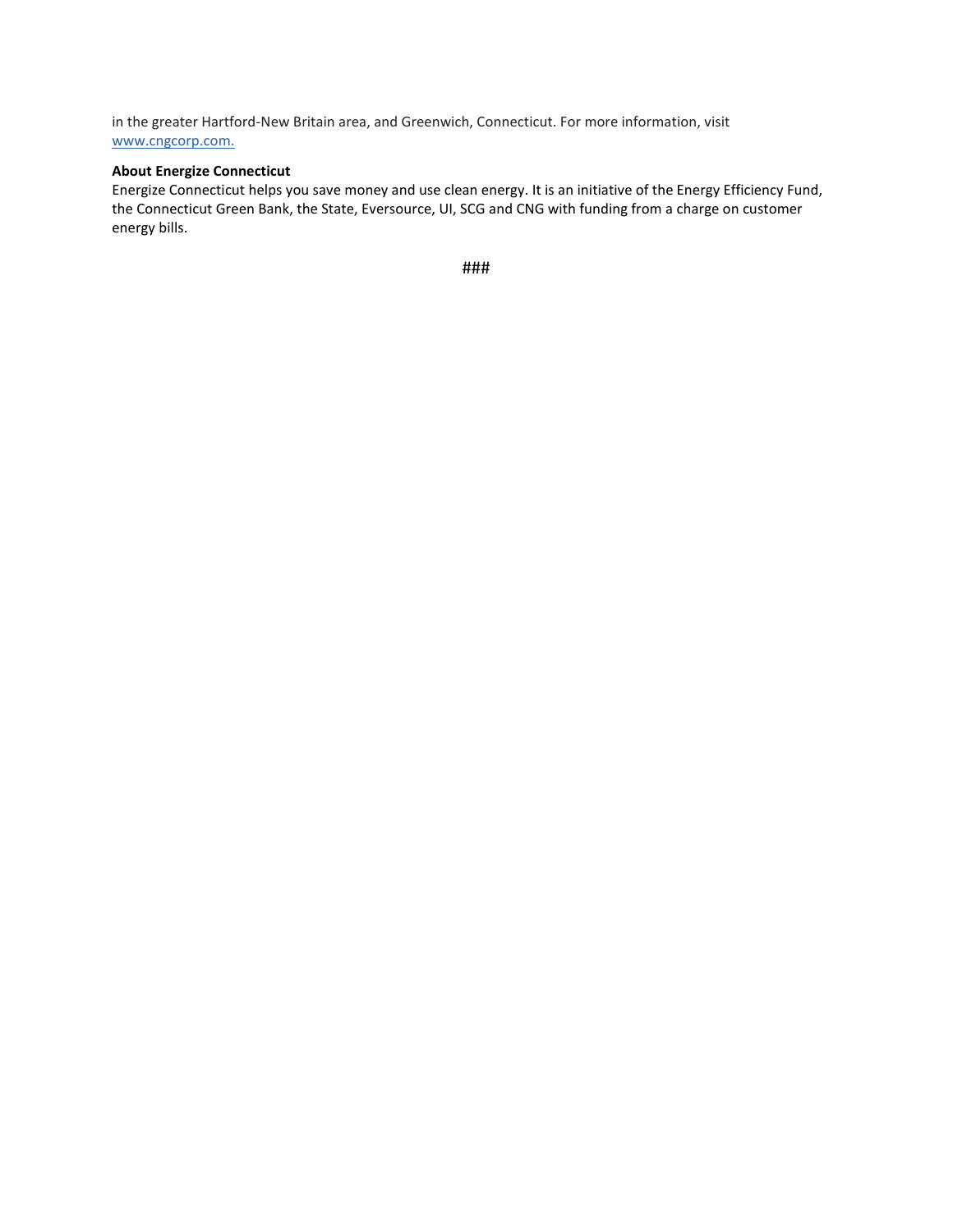in the greater Hartford-New Britain area, and Greenwich, Connecticut. For more information, visit www.cngcorp.com.

**About Energize Connecticut**

Energize Connecticut helps you save money and use clean energy. It is an initiative of the Energy Efficiency Fund, the Connecticut Green Bank, the State, Eversource, UI, SCG and CNG with funding from a charge on customer energy bills.

###